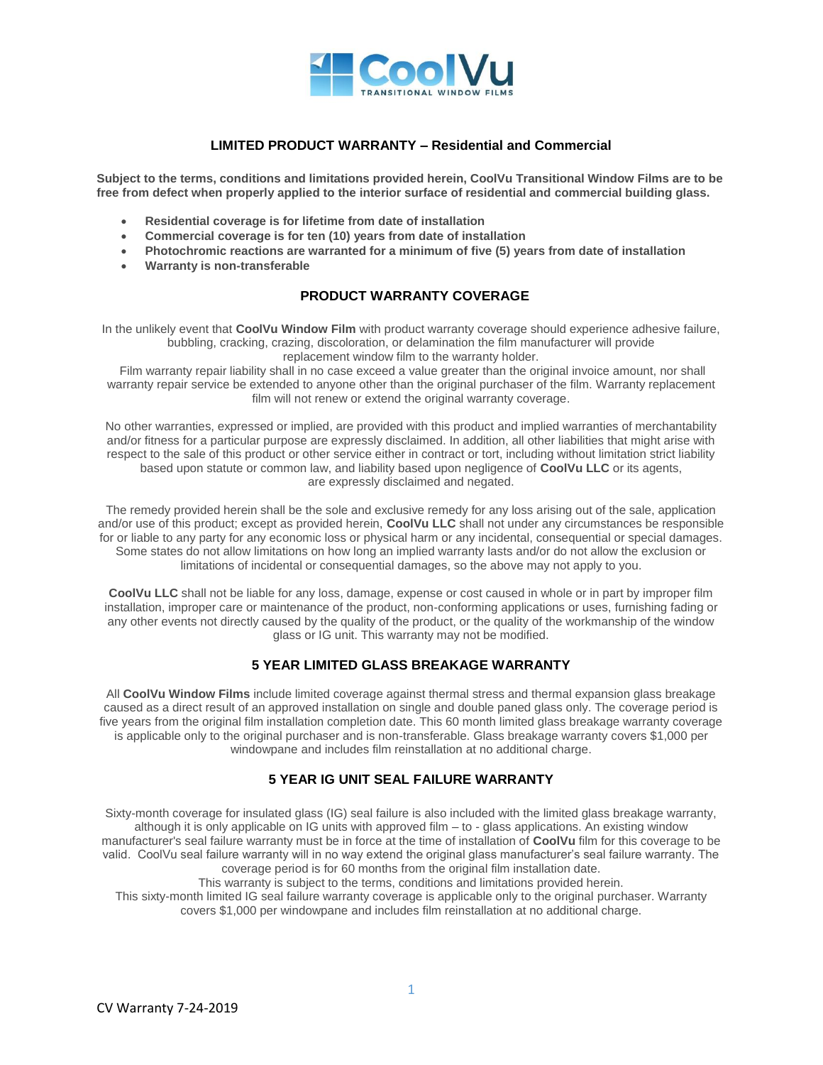# LIMITED PRODUCT WARRANTY – Residential and Commercial

**Subject to the terms, conditions and limitations provided herein, CoolVu Transitional Window Films are to be free from defect when properly applied to the interior surface of residential and commercial building glass.**

- **Residential coverage is for lifetime from date of installation**
- **Commercial coverage is for ten (10) years from date of installation**
- **Photochromic reactions are warranted for a minimum of five (5) years from date of installation**
- **Warranty is non-transferable**

## PRODUCT WARRANTY COVERAGE

In the unlikely event that **CoolVu Window Film** with product warranty coverage should experience adhesive failure, bubbling, cracking, crazing, discoloration, or delamination the film manufacturer will provide replacement window film to the warranty holder.
Film warranty repair liability shall in no case exceed a value greater than the original invoice amount, nor shall warranty repair service be extended to anyone other than the original purchaser of the film. Warranty replacement film will not renew or extend the original warranty coverage.

No other warranties, expressed or implied, are provided with this product and implied warranties of merchantability and/or fitness for a particular purpose are expressly disclaimed. In addition, all other liabilities that might arise with respect to the sale of this product or other service either in contract or tort, including without limitation strict liability based upon statute or common law, and liability based upon negligence of **CoolVu LLC** or its agents, are expressly disclaimed and negated.

The remedy provided herein shall be the sole and exclusive remedy for any loss arising out of the sale, application and/or use of this product; except as provided herein, **CoolVu LLC** shall not under any circumstances be responsible for or liable to any party for any economic loss or physical harm or any incidental, consequential or special damages. Some states do not allow limitations on how long an implied warranty lasts and/or do not allow the exclusion or limitations of incidental or consequential damages, so the above may not apply to you.

**CoolVu LLC** shall not be liable for any loss, damage, expense or cost caused in whole or in part by improper film installation, improper care or maintenance of the product, non-conforming applications or uses, furnishing fading or any other events not directly caused by the quality of the product, or the quality of the workmanship of the window glass or IG unit. This warranty may not be modified.

## 5 YEAR LIMITED GLASS BREAKAGE WARRANTY

All **CoolVu Window Films** include limited coverage against thermal stress and thermal expansion glass breakage caused as a direct result of an approved installation on single and double paned glass only. The coverage period is five years from the original film installation completion date. This 60 month limited glass breakage warranty coverage is applicable only to the original purchaser and is non-transferable. Glass breakage warranty covers $1,000 per windowpane and includes film reinstallation at no additional charge.

## 5 YEAR IG UNIT SEAL FAILURE WARRANTY

Sixty-month coverage for insulated glass (IG) seal failure is also included with the limited glass breakage warranty, although it is only applicable on IG units with approved film – to - glass applications. An existing window manufacturer's seal failure warranty must be in force at the time of installation of **CoolVu** film for this coverage to be valid. CoolVu seal failure warranty will in no way extend the original glass manufacturer's seal failure warranty. The coverage period is for 60 months from the original film installation date.
This warranty is subject to the terms, conditions and limitations provided herein.
This sixty-month limited IG seal failure warranty coverage is applicable only to the original purchaser. Warranty covers $1,000 per windowpane and includes film reinstallation at no additional charge.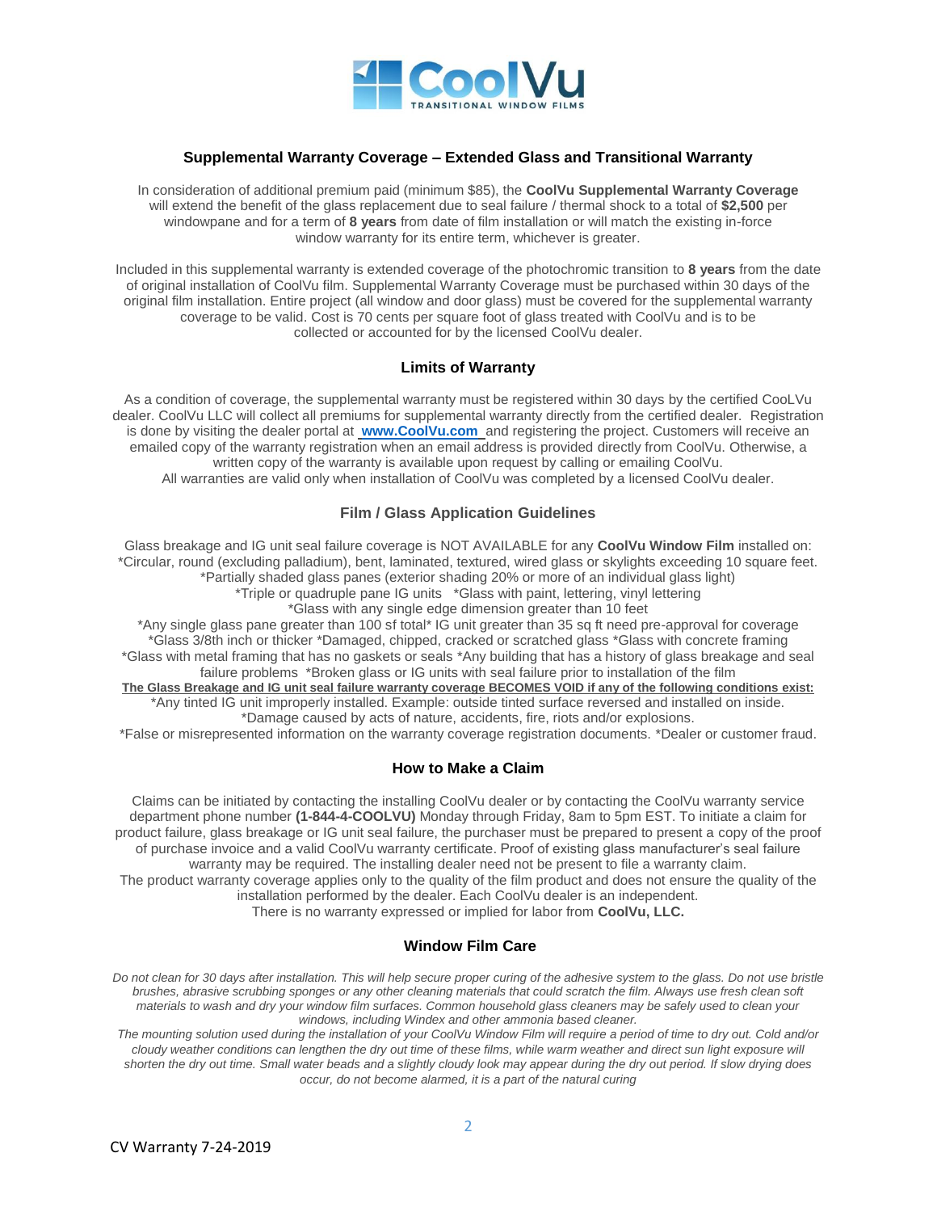## Supplemental Warranty Coverage – Extended Glass and Transitional Warranty

In consideration of additional premium paid (minimum $85), the **CoolVu Supplemental Warranty Coverage** will extend the benefit of the glass replacement due to seal failure / thermal shock to a total of **$2,500** per windowpane and for a term of **8 years** from date of film installation or will match the existing in-force window warranty for its entire term, whichever is greater.

Included in this supplemental warranty is extended coverage of the photochromic transition to **8 years** from the date of original installation of CoolVu film. Supplemental Warranty Coverage must be purchased within 30 days of the original film installation. Entire project (all window and door glass) must be covered for the supplemental warranty coverage to be valid. Cost is 70 cents per square foot of glass treated with CoolVu and is to be collected or accounted for by the licensed CoolVu dealer.

## Limits of Warranty

As a condition of coverage, the supplemental warranty must be registered within 30 days by the certified CooLVu dealer. CoolVu LLC will collect all premiums for supplemental warranty directly from the certified dealer. Registration is done by visiting the dealer portal at **www.CoolVu.com** and registering the project. Customers will receive an emailed copy of the warranty registration when an email address is provided directly from CoolVu. Otherwise, a written copy of the warranty is available upon request by calling or emailing CoolVu.
All warranties are valid only when installation of CoolVu was completed by a licensed CoolVu dealer.

## Film / Glass Application Guidelines

Glass breakage and IG unit seal failure coverage is NOT AVAILABLE for any **CoolVu Window Film** installed on:
*Circular, round (excluding palladium), bent, laminated, textured, wired glass or skylights exceeding 10 square feet.
*Partially shaded glass panes (exterior shading 20% or more of an individual glass light)
*Triple or quadruple pane IG units *Glass with paint, lettering, vinyl lettering
*Glass with any single edge dimension greater than 10 feet
*Any single glass pane greater than 100 sf total* IG unit greater than 35 sq ft need pre-approval for coverage
*Glass 3/8th inch or thicker *Damaged, chipped, cracked or scratched glass *Glass with concrete framing
*Glass with metal framing that has no gaskets or seals *Any building that has a history of glass breakage and seal failure problems *Broken glass or IG units with seal failure prior to installation of the film

**The Glass Breakage and IG unit seal failure warranty coverage BECOMES VOID if any of the following conditions exist:**
*Any tinted IG unit improperly installed. Example: outside tinted surface reversed and installed on inside.
*Damage caused by acts of nature, accidents, fire, riots and/or explosions.
*False or misrepresented information on the warranty coverage registration documents. *Dealer or customer fraud.

## How to Make a Claim

Claims can be initiated by contacting the installing CoolVu dealer or by contacting the CoolVu warranty service department phone number **(1-844-4-COOLVU)** Monday through Friday, 8am to 5pm EST. To initiate a claim for product failure, glass breakage or IG unit seal failure, the purchaser must be prepared to present a copy of the proof of purchase invoice and a valid CoolVu warranty certificate. Proof of existing glass manufacturer's seal failure warranty may be required. The installing dealer need not be present to file a warranty claim.
The product warranty coverage applies only to the quality of the film product and does not ensure the quality of the installation performed by the dealer. Each CoolVu dealer is an independent.
There is no warranty expressed or implied for labor from **CoolVu, LLC.**

## Window Film Care

*Do not clean for 30 days after installation. This will help secure proper curing of the adhesive system to the glass. Do not use bristle brushes, abrasive scrubbing sponges or any other cleaning materials that could scratch the film. Always use fresh clean soft materials to wash and dry your window film surfaces. Common household glass cleaners may be safely used to clean your windows, including Windex and other ammonia based cleaner.*
*The mounting solution used during the installation of your CoolVu Window Film will require a period of time to dry out. Cold and/or cloudy weather conditions can lengthen the dry out time of these films, while warm weather and direct sun light exposure will shorten the dry out time. Small water beads and a slightly cloudy look may appear during the dry out period. If slow drying does occur, do not become alarmed, it is a part of the natural curing*

CV Warranty 7-24-2019